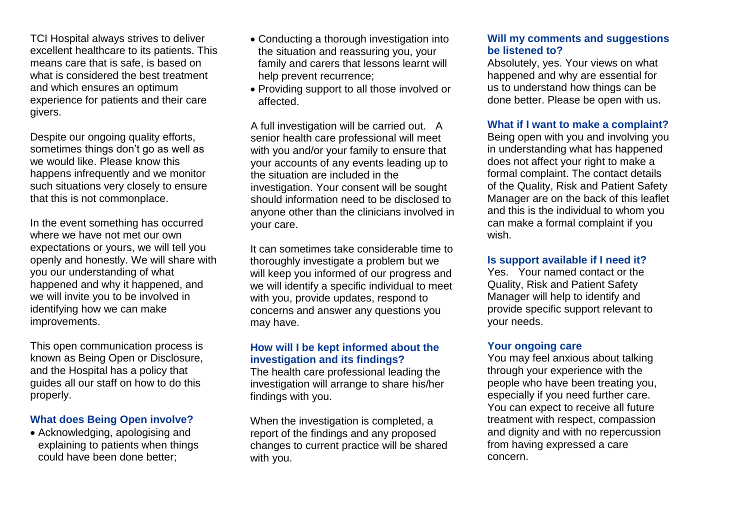TCI Hospital always strives to deliver excellent healthcare to its patients. This means care that is safe, is based on what is considered the best treatment and which ensures an optimum experience for patients and their care givers.

Despite our ongoing quality efforts, sometimes things don't go as well as we would like. Please know this happens infrequently and we monitor such situations very closely to ensure that this is not commonplace.

In the event something has occurred where we have not met our own expectations or yours, we will tell you openly and honestly. We will share with you our understanding of what happened and why it happened, and we will invite you to be involved in identifying how we can make improvements.

This open communication process is known as Being Open or Disclosure, and the Hospital has a policy that guides all our staff on how to do this properly.

### What does Being Open involve?

- Acknowledging, apologising and explaining to patients when things could have been done better;
- Conducting a thorough investigation into the situation and reassuring you, your family and carers that lessons learnt will help prevent recurrence;
- Providing support to all those involved or affected.

A full investigation will be carried out. A senior health care professional will meet with you and/or your family to ensure that your accounts of any events leading up to the situation are included in the investigation. Your consent will be sought should information need to be disclosed to anyone other than the clinicians involved in your care.

It can sometimes take considerable time to thoroughly investigate a problem but we will keep you informed of our progress and we will identify a specific individual to meet with you, provide updates, respond to concerns and answer any questions you may have.

### How will I be kept informed about the investigation and its findings?

The health care professional leading the investigation will arrange to share his/her findings with you.

When the investigation is completed, a report of the findings and any proposed changes to current practice will be shared with you.

### Will my comments and suggestions be listened to?

Absolutely, yes. Your views on what happened and why are essential for us to understand how things can be done better. Please be open with us.

### What if I want to make a complaint?

Being open with you and involving you in understanding what has happened does not affect your right to make a formal complaint. The contact details of the Quality, Risk and Patient Safety Manager are on the back of this leaflet and this is the individual to whom you can make a formal complaint if you wish.

### Is support available if I need it?

Yes. Your named contact or the Quality, Risk and Patient Safety Manager will help to identify and provide specific support relevant to your needs.

### Your ongoing care

You may feel anxious about talking through your experience with the people who have been treating you, especially if you need further care. You can expect to receive all future treatment with respect, compassion and dignity and with no repercussion from having expressed a care concern.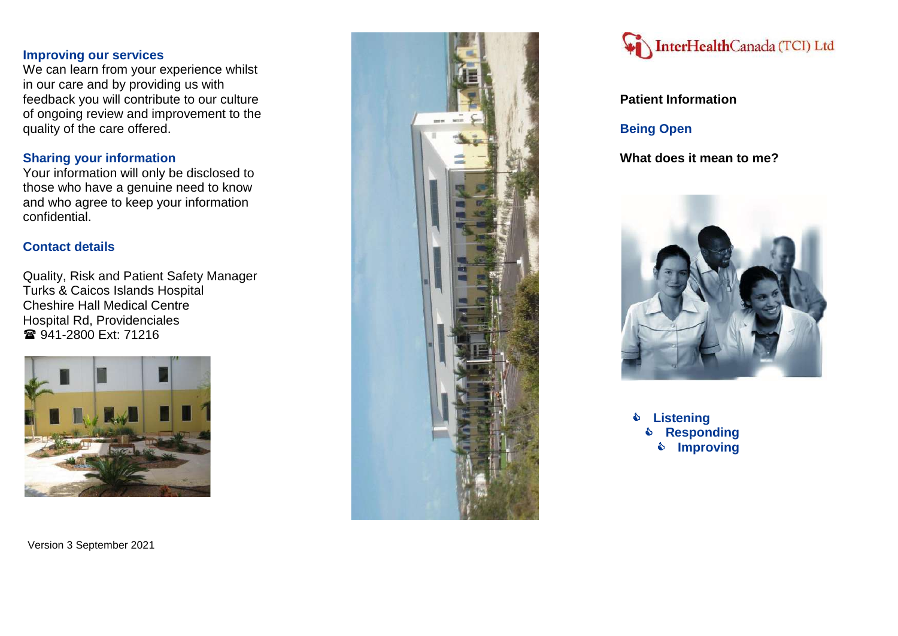## Improving our services

We can learn from your experience whilst in our care and by providing us with feedback you will contribute to our culture of ongoing review and improvement to the quality of the care offered.

## Sharing your information

Your information will only be disclosed to those who have a genuine need to know and who agree to keep your information confidential.

## Contact details

Quality, Risk and Patient Safety Manager
Turks & Caicos Islands Hospital
Cheshire Hall Medical Centre
Hospital Rd, Providenciales
☎ 941-2800 Ext: 71216

Version 3 September 2021

InterHealthCanada (TCI) Ltd

**Patient Information**

## Being Open

**What does it mean to me?**

- **Listening**
- **Responding**
- **Improving**